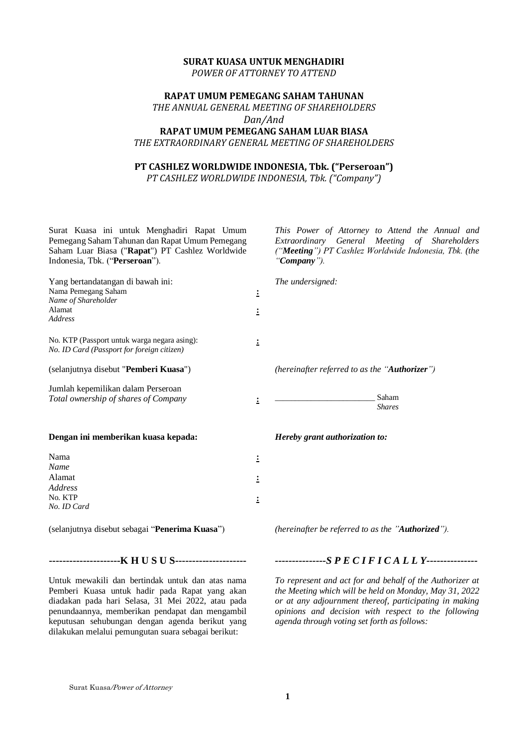**SURAT KUASA UNTUK MENGHADIRI**
*POWER OF ATTORNEY TO ATTEND*

**RAPAT UMUM PEMEGANG SAHAM TAHUNAN**
*THE ANNUAL GENERAL MEETING OF SHAREHOLDERS*
*Dan/And*
**RAPAT UMUM PEMEGANG SAHAM LUAR BIASA**
*THE EXTRAORDINARY GENERAL MEETING OF SHAREHOLDERS*

**PT CASHLEZ WORLDWIDE INDONESIA, Tbk. ("Perseroan")**
*PT CASHLEZ WORLDWIDE INDONESIA, Tbk. ("Company")*

Surat Kuasa ini untuk Menghadiri Rapat Umum Pemegang Saham Tahunan dan Rapat Umum Pemegang Saham Luar Biasa ("**Rapat**") PT Cashlez Worldwide Indonesia, Tbk. ("**Perseroan**").

*This Power of Attorney to Attend the Annual and Extraordinary General Meeting of Shareholders ("**Meeting**") PT Cashlez Worldwide Indonesia, Tbk. (the "**Company**").*

Yang bertandatangan di bawah ini: / *The undersigned:*

Nama Pemegang Saham / *Name of Shareholder* :

Alamat / *Address* :

No. KTP (Passport untuk warga negara asing): / *No. ID Card (Passport for foreign citizen)* :

(selanjutnya disebut "**Pemberi Kuasa**") / *(hereinafter referred to as the "**Authorizer**")*

Jumlah kepemilikan dalam Perseroan / *Total ownership of shares of Company* : _______________________ Saham / *Shares*

**Dengan ini memberikan kuasa kepada:** / ***Hereby grant authorization to:***

Nama / *Name* :

Alamat / *Address* :

No. KTP / *No. ID Card* :

(selanjutnya disebut sebagai "**Penerima Kuasa**") / *(hereinafter be referred to as the "**Authorized**").*

**---------------------K H U S U S---------------------** / ***---------------S P E C I F I C A L L Y---------------***

Untuk mewakili dan bertindak untuk dan atas nama Pemberi Kuasa untuk hadir pada Rapat yang akan diadakan pada hari Selasa, 31 Mei 2022, atau pada penundaannya, memberikan pendapat dan mengambil keputusan sehubungan dengan agenda berikut yang dilakukan melalui pemungutan suara sebagai berikut:

*To represent and act for and behalf of the Authorizer at the Meeting which will be held on Monday, May 31, 2022 or at any adjournment thereof, participating in making opinions and decision with respect to the following agenda through voting set forth as follows:*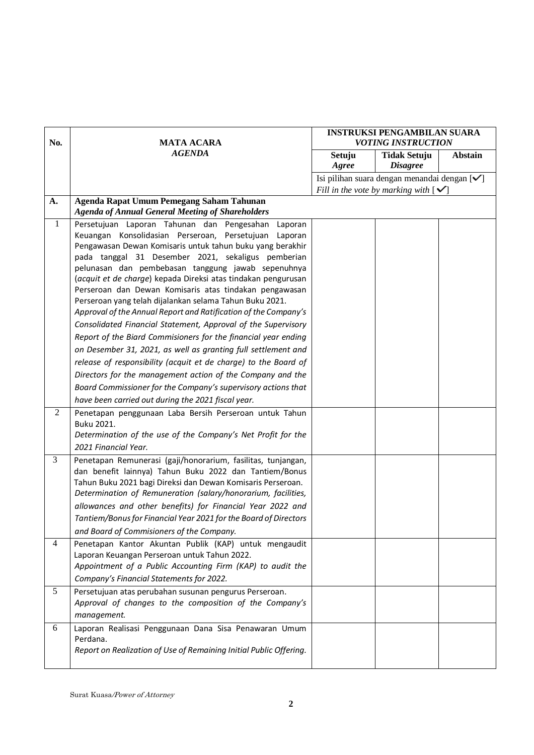| No. | MATA ACARA<br>*AGENDA* | INSTRUKSI PENGAMBILAN SUARA<br>*VOTING INSTRUCTION* | | |
|---|---|---|---|---|
| | | Setuju<br>*Agree* | Tidak Setuju<br>*Disagree* | Abstain |
| | | Isi pilihan suara dengan menandai dengan [✓]<br>*Fill in the vote by marking with* [✓] | | |
| **A.** | **Agenda Rapat Umum Pemegang Saham Tahunan**<br>***Agenda of Annual General Meeting of Shareholders*** | | | |
| 1 | Persetujuan Laporan Tahunan dan Pengesahan Laporan Keuangan Konsolidasian Perseroan, Persetujuan Laporan Pengawasan Dewan Komisaris untuk tahun buku yang berakhir pada tanggal 31 Desember 2021, sekaligus pemberian pelunasan dan pembebasan tanggung jawab sepenuhnya (*acquit et de charge*) kepada Direksi atas tindakan pengurusan Perseroan dan Dewan Komisaris atas tindakan pengawasan Perseroan yang telah dijalankan selama Tahun Buku 2021.<br>*Approval of the Annual Report and Ratification of the Company's Consolidated Financial Statement, Approval of the Supervisory Report of the Biard Commisioners for the financial year ending on Desember 31, 2021, as well as granting full settlement and release of responsibility (acquit et de charge) to the Board of Directors for the management action of the Company and the Board Commissioner for the Company's supervisory actions that have been carried out during the 2021 fiscal year.* | | | |
| 2 | Penetapan penggunaan Laba Bersih Perseroan untuk Tahun Buku 2021.<br>*Determination of the use of the Company's Net Profit for the 2021 Financial Year.* | | | |
| 3 | Penetapan Remunerasi (gaji/honorarium, fasilitas, tunjangan, dan benefit lainnya) Tahun Buku 2022 dan Tantiem/Bonus Tahun Buku 2021 bagi Direksi dan Dewan Komisaris Perseroan.<br>*Determination of Remuneration (salary/honorarium, facilities, allowances and other benefits) for Financial Year 2022 and Tantiem/Bonus for Financial Year 2021 for the Board of Directors and Board of Commisioners of the Company.* | | | |
| 4 | Penetapan Kantor Akuntan Publik (KAP) untuk mengaudit Laporan Keuangan Perseroan untuk Tahun 2022.<br>*Appointment of a Public Accounting Firm (KAP) to audit the Company's Financial Statements for 2022.* | | | |
| 5 | Persetujuan atas perubahan susunan pengurus Perseroan.<br>*Approval of changes to the composition of the Company's management.* | | | |
| 6 | Laporan Realisasi Penggunaan Dana Sisa Penawaran Umum Perdana.<br>*Report on Realization of Use of Remaining Initial Public Offering.* | | | |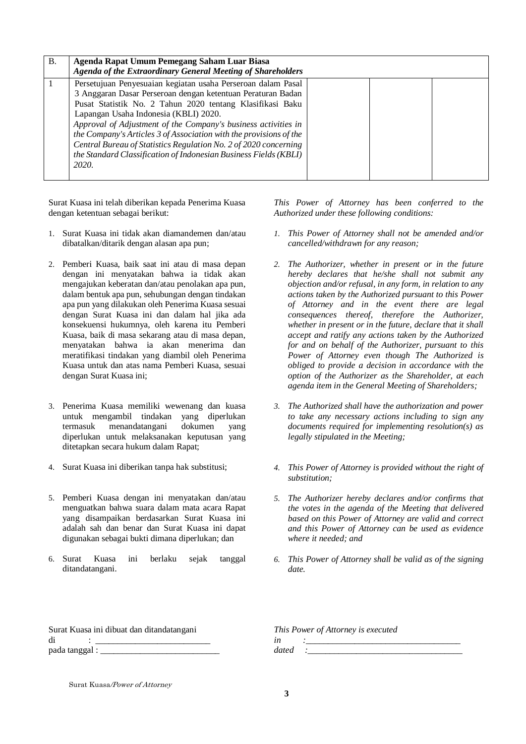| B. | **Agenda Rapat Umum Pemegang Saham Luar Biasa** ***Agenda of the Extraordinary General Meeting of Shareholders*** | | | |
|---|---|---|---|---|
| 1 | Persetujuan Penyesuaian kegiatan usaha Perseroan dalam Pasal 3 Anggaran Dasar Perseroan dengan ketentuan Peraturan Badan Pusat Statistik No. 2 Tahun 2020 tentang Klasifikasi Baku Lapangan Usaha Indonesia (KBLI) 2020. *Approval of Adjustment of the Company's business activities in the Company's Articles 3 of Association with the provisions of the Central Bureau of Statistics Regulation No. 2 of 2020 concerning the Standard Classification of Indonesian Business Fields (KBLI) 2020.* | | | |

Surat Kuasa ini telah diberikan kepada Penerima Kuasa dengan ketentuan sebagai berikut:

1. Surat Kuasa ini tidak akan diamandemen dan/atau dibatalkan/ditarik dengan alasan apa pun;
2. Pemberi Kuasa, baik saat ini atau di masa depan dengan ini menyatakan bahwa ia tidak akan mengajukan keberatan dan/atau penolakan apa pun, dalam bentuk apa pun, sehubungan dengan tindakan apa pun yang dilakukan oleh Penerima Kuasa sesuai dengan Surat Kuasa ini dan dalam hal jika ada konsekuensi hukumnya, oleh karena itu Pemberi Kuasa, baik di masa sekarang atau di masa depan, menyatakan bahwa ia akan menerima dan meratifikasi tindakan yang diambil oleh Penerima Kuasa untuk dan atas nama Pemberi Kuasa, sesuai dengan Surat Kuasa ini;
3. Penerima Kuasa memiliki wewenang dan kuasa untuk mengambil tindakan yang diperlukan termasuk menandatangani dokumen yang diperlukan untuk melaksanakan keputusan yang ditetapkan secara hukum dalam Rapat;
4. Surat Kuasa ini diberikan tanpa hak substitusi;
5. Pemberi Kuasa dengan ini menyatakan dan/atau menguatkan bahwa suara dalam mata acara Rapat yang disampaikan berdasarkan Surat Kuasa ini adalah sah dan benar dan Surat Kuasa ini dapat digunakan sebagai bukti dimana diperlukan; dan
6. Surat Kuasa ini berlaku sejak tanggal ditandatangani.

*This Power of Attorney has been conferred to the Authorized under these following conditions:*

1. *This Power of Attorney shall not be amended and/or cancelled/withdrawn for any reason;*
2. *The Authorizer, whether in present or in the future hereby declares that he/she shall not submit any objection and/or refusal, in any form, in relation to any actions taken by the Authorized pursuant to this Power of Attorney and in the event there are legal consequences thereof, therefore the Authorizer, whether in present or in the future, declare that it shall accept and ratify any actions taken by the Authorized for and on behalf of the Authorizer, pursuant to this Power of Attorney even though The Authorized is obliged to provide a decision in accordance with the option of the Authorizer as the Shareholder, at each agenda item in the General Meeting of Shareholders;*
3. *The Authorized shall have the authorization and power to take any necessary actions including to sign any documents required for implementing resolution(s) as legally stipulated in the Meeting;*
4. *This Power of Attorney is provided without the right of substitution;*
5. *The Authorizer hereby declares and/or confirms that the votes in the agenda of the Meeting that delivered based on this Power of Attorney are valid and correct and this Power of Attorney can be used as evidence where it needed; and*
6. *This Power of Attorney shall be valid as of the signing date.*

Surat Kuasa ini dibuat dan ditandatangani
di : ___________________________
pada tanggal : ___________________________

*This Power of Attorney is executed*
*in :___________________________________*
*dated :___________________________________*

Surat Kuasa/*Power of Attorney*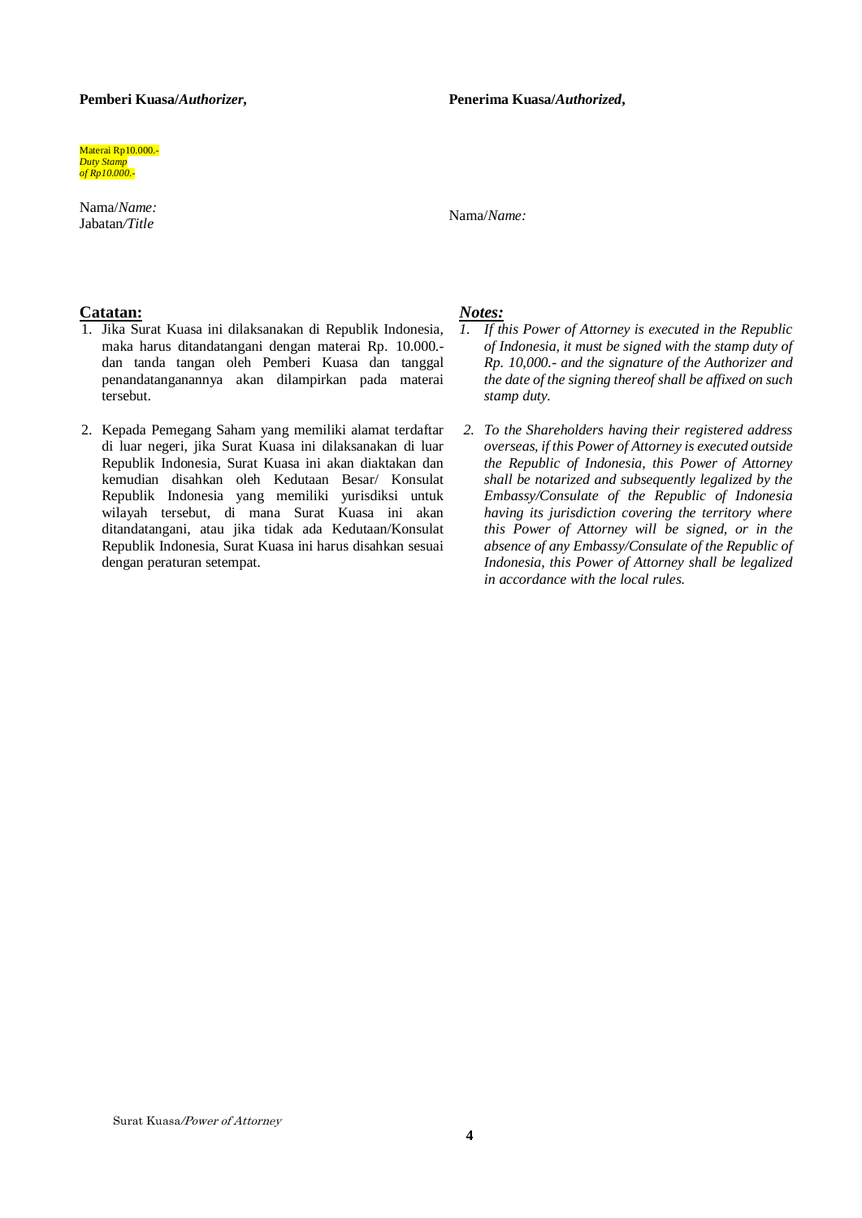**Pemberi Kuasa/*Authorizer*,**

Materai Rp10.000.-
*Duty Stamp of Rp10.000.-*

Nama/*Name:*
Jabatan*/Title*

**Penerima Kuasa/*Authorized*,**

Nama/*Name:*

**Catatan:**

1. Jika Surat Kuasa ini dilaksanakan di Republik Indonesia, maka harus ditandatangani dengan materai Rp. 10.000.- dan tanda tangan oleh Pemberi Kuasa dan tanggal penandatanganannya akan dilampirkan pada materai tersebut.

2. Kepada Pemegang Saham yang memiliki alamat terdaftar di luar negeri, jika Surat Kuasa ini dilaksanakan di luar Republik Indonesia, Surat Kuasa ini akan diaktakan dan kemudian disahkan oleh Kedutaan Besar/ Konsulat Republik Indonesia yang memiliki yurisdiksi untuk wilayah tersebut, di mana Surat Kuasa ini akan ditandatangani, atau jika tidak ada Kedutaan/Konsulat Republik Indonesia, Surat Kuasa ini harus disahkan sesuai dengan peraturan setempat.

***Notes:***

1. *If this Power of Attorney is executed in the Republic of Indonesia, it must be signed with the stamp duty of Rp. 10,000.- and the signature of the Authorizer and the date of the signing thereof shall be affixed on such stamp duty.*

2. *To the Shareholders having their registered address overseas, if this Power of Attorney is executed outside the Republic of Indonesia, this Power of Attorney shall be notarized and subsequently legalized by the Embassy/Consulate of the Republic of Indonesia having its jurisdiction covering the territory where this Power of Attorney will be signed, or in the absence of any Embassy/Consulate of the Republic of Indonesia, this Power of Attorney shall be legalized in accordance with the local rules.*